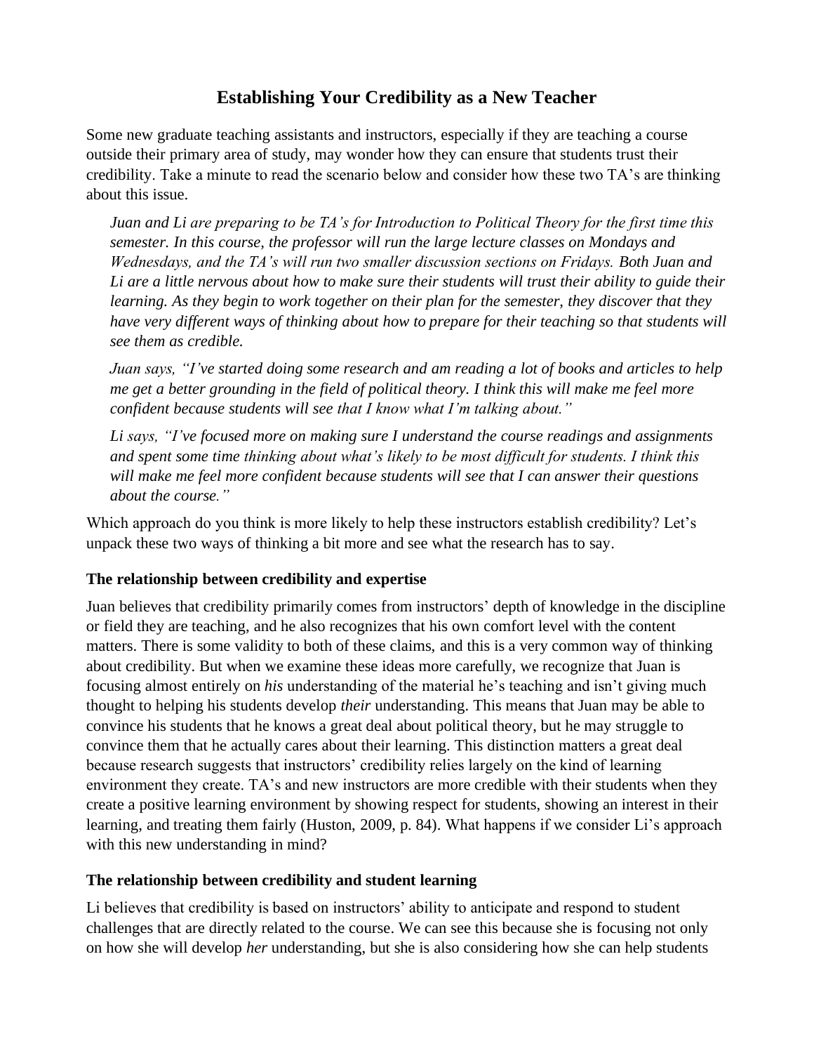# Establishing Your Credibility as a New Teacher

Some new graduate teaching assistants and instructors, especially if they are teaching a course outside their primary area of study, may wonder how they can ensure that students trust their credibility. Take a minute to read the scenario below and consider how these two TA's are thinking about this issue.

> *Juan and Li are preparing to be TA's for Introduction to Political Theory for the first time this semester. In this course, the professor will run the large lecture classes on Mondays and Wednesdays, and the TA's will run two smaller discussion sections on Fridays. Both Juan and Li are a little nervous about how to make sure their students will trust their ability to guide their learning. As they begin to work together on their plan for the semester, they discover that they have very different ways of thinking about how to prepare for their teaching so that students will see them as credible.*
>
> *Juan says, "I've started doing some research and am reading a lot of books and articles to help me get a better grounding in the field of political theory. I think this will make me feel more confident because students will see that I know what I'm talking about."*
>
> *Li says, "I've focused more on making sure I understand the course readings and assignments and spent some time thinking about what's likely to be most difficult for students. I think this will make me feel more confident because students will see that I can answer their questions about the course."*

Which approach do you think is more likely to help these instructors establish credibility? Let's unpack these two ways of thinking a bit more and see what the research has to say.

### The relationship between credibility and expertise

Juan believes that credibility primarily comes from instructors' depth of knowledge in the discipline or field they are teaching, and he also recognizes that his own comfort level with the content matters. There is some validity to both of these claims, and this is a very common way of thinking about credibility. But when we examine these ideas more carefully, we recognize that Juan is focusing almost entirely on *his* understanding of the material he's teaching and isn't giving much thought to helping his students develop *their* understanding. This means that Juan may be able to convince his students that he knows a great deal about political theory, but he may struggle to convince them that he actually cares about their learning. This distinction matters a great deal because research suggests that instructors' credibility relies largely on the kind of learning environment they create. TA's and new instructors are more credible with their students when they create a positive learning environment by showing respect for students, showing an interest in their learning, and treating them fairly (Huston, 2009, p. 84). What happens if we consider Li's approach with this new understanding in mind?

### The relationship between credibility and student learning

Li believes that credibility is based on instructors' ability to anticipate and respond to student challenges that are directly related to the course. We can see this because she is focusing not only on how she will develop *her* understanding, but she is also considering how she can help students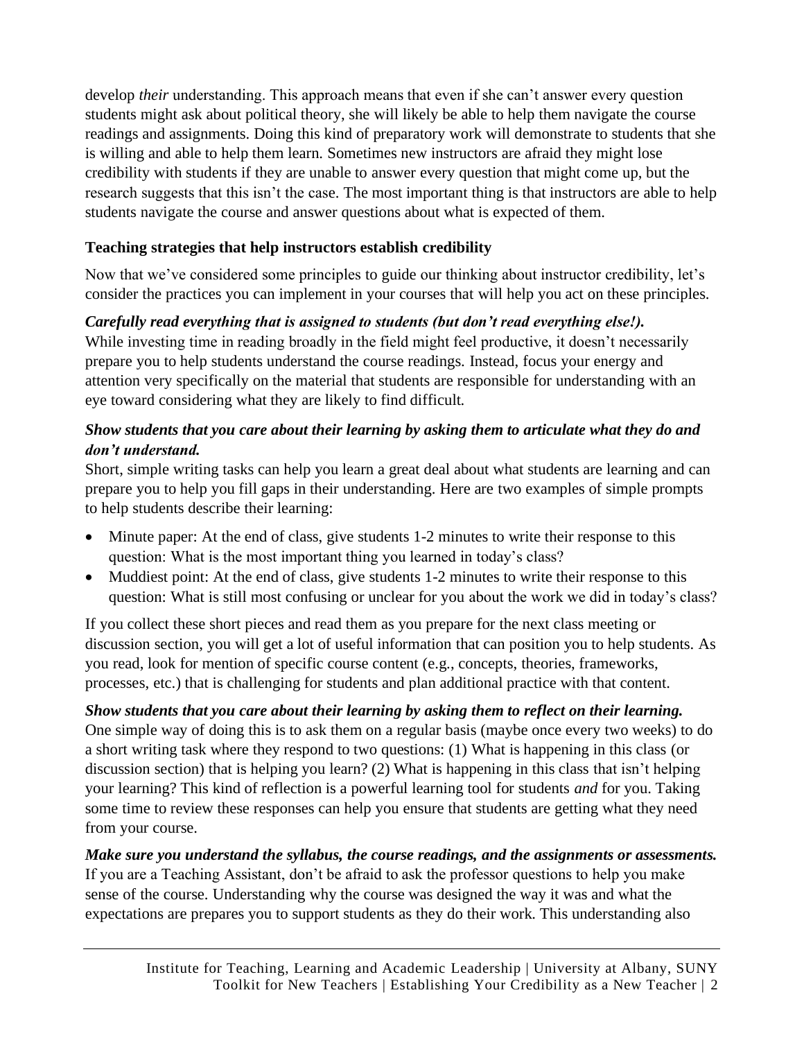develop *their* understanding. This approach means that even if she can't answer every question students might ask about political theory, she will likely be able to help them navigate the course readings and assignments. Doing this kind of preparatory work will demonstrate to students that she is willing and able to help them learn. Sometimes new instructors are afraid they might lose credibility with students if they are unable to answer every question that might come up, but the research suggests that this isn't the case. The most important thing is that instructors are able to help students navigate the course and answer questions about what is expected of them.

### Teaching strategies that help instructors establish credibility

Now that we've considered some principles to guide our thinking about instructor credibility, let's consider the practices you can implement in your courses that will help you act on these principles.

***Carefully read everything that is assigned to students (but don't read everything else!).***
While investing time in reading broadly in the field might feel productive, it doesn't necessarily prepare you to help students understand the course readings. Instead, focus your energy and attention very specifically on the material that students are responsible for understanding with an eye toward considering what they are likely to find difficult.

***Show students that you care about their learning by asking them to articulate what they do and don't understand.***
Short, simple writing tasks can help you learn a great deal about what students are learning and can prepare you to help you fill gaps in their understanding. Here are two examples of simple prompts to help students describe their learning:

- Minute paper: At the end of class, give students 1-2 minutes to write their response to this question: What is the most important thing you learned in today's class?
- Muddiest point: At the end of class, give students 1-2 minutes to write their response to this question: What is still most confusing or unclear for you about the work we did in today's class?

If you collect these short pieces and read them as you prepare for the next class meeting or discussion section, you will get a lot of useful information that can position you to help students. As you read, look for mention of specific course content (e.g., concepts, theories, frameworks, processes, etc.) that is challenging for students and plan additional practice with that content.

***Show students that you care about their learning by asking them to reflect on their learning.***
One simple way of doing this is to ask them on a regular basis (maybe once every two weeks) to do a short writing task where they respond to two questions: (1) What is happening in this class (or discussion section) that is helping you learn? (2) What is happening in this class that isn't helping your learning? This kind of reflection is a powerful learning tool for students *and* for you. Taking some time to review these responses can help you ensure that students are getting what they need from your course.

***Make sure you understand the syllabus, the course readings, and the assignments or assessments.***
If you are a Teaching Assistant, don't be afraid to ask the professor questions to help you make sense of the course. Understanding why the course was designed the way it was and what the expectations are prepares you to support students as they do their work. This understanding also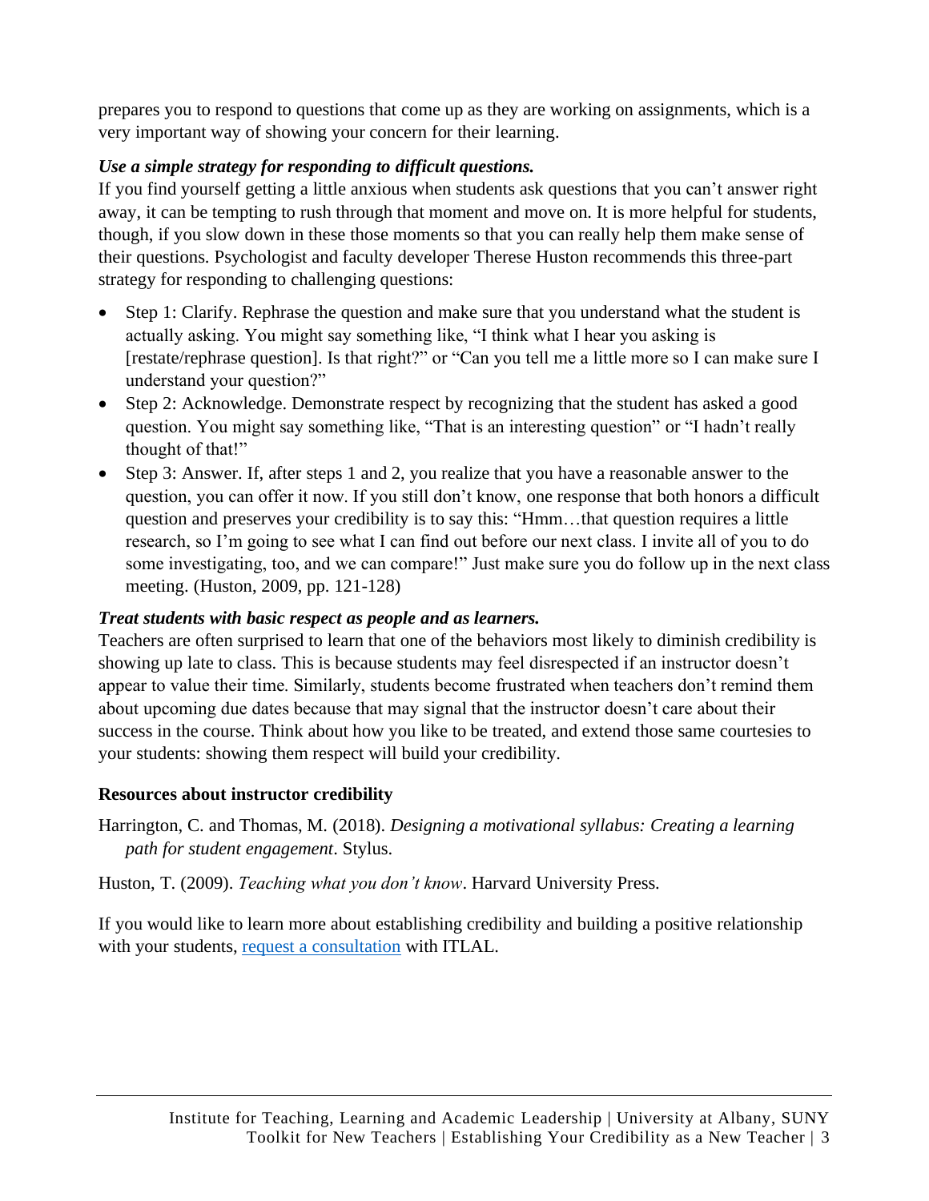prepares you to respond to questions that come up as they are working on assignments, which is a very important way of showing your concern for their learning.

***Use a simple strategy for responding to difficult questions.***

If you find yourself getting a little anxious when students ask questions that you can't answer right away, it can be tempting to rush through that moment and move on. It is more helpful for students, though, if you slow down in these those moments so that you can really help them make sense of their questions. Psychologist and faculty developer Therese Huston recommends this three-part strategy for responding to challenging questions:

- Step 1: Clarify. Rephrase the question and make sure that you understand what the student is actually asking. You might say something like, "I think what I hear you asking is [restate/rephrase question]. Is that right?" or "Can you tell me a little more so I can make sure I understand your question?"
- Step 2: Acknowledge. Demonstrate respect by recognizing that the student has asked a good question. You might say something like, "That is an interesting question" or "I hadn't really thought of that!"
- Step 3: Answer. If, after steps 1 and 2, you realize that you have a reasonable answer to the question, you can offer it now. If you still don't know, one response that both honors a difficult question and preserves your credibility is to say this: "Hmm…that question requires a little research, so I'm going to see what I can find out before our next class. I invite all of you to do some investigating, too, and we can compare!" Just make sure you do follow up in the next class meeting. (Huston, 2009, pp. 121-128)

***Treat students with basic respect as people and as learners.***

Teachers are often surprised to learn that one of the behaviors most likely to diminish credibility is showing up late to class. This is because students may feel disrespected if an instructor doesn't appear to value their time. Similarly, students become frustrated when teachers don't remind them about upcoming due dates because that may signal that the instructor doesn't care about their success in the course. Think about how you like to be treated, and extend those same courtesies to your students: showing them respect will build your credibility.

**Resources about instructor credibility**

Harrington, C. and Thomas, M. (2018). *Designing a motivational syllabus: Creating a learning path for student engagement*. Stylus.

Huston, T. (2009). *Teaching what you don't know*. Harvard University Press.

If you would like to learn more about establishing credibility and building a positive relationship with your students, [request a consultation](request a consultation) with ITLAL.